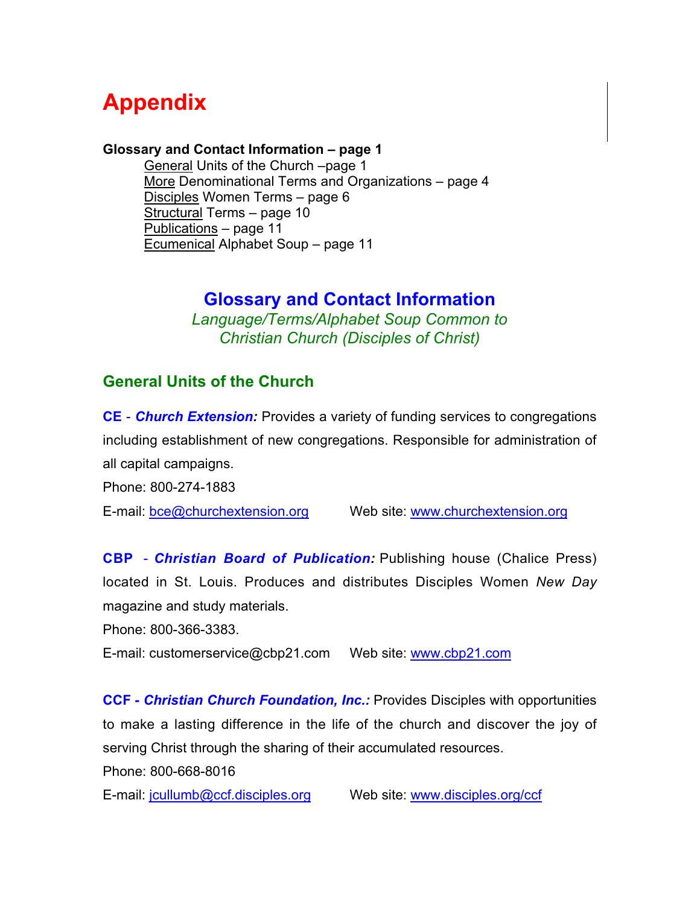# Appendix

**Glossary and Contact Information – page 1**

- General Units of the Church –page 1
- More Denominational Terms and Organizations – page 4
- Disciples Women Terms – page 6
- Structural Terms – page 10
- Publications – page 11
- Ecumenical Alphabet Soup – page 11

## Glossary and Contact Information

*Language/Terms/Alphabet Soup Common to Christian Church (Disciples of Christ)*

### General Units of the Church

**CE** - ***Church Extension:*** Provides a variety of funding services to congregations including establishment of new congregations. Responsible for administration of all capital campaigns.

Phone: 800-274-1883

E-mail: bce@churchextension.org  Web site: www.churchextension.org

**CBP** - ***Christian Board of Publication:*** Publishing house (Chalice Press) located in St. Louis. Produces and distributes Disciples Women *New Day* magazine and study materials.

Phone: 800-366-3383.

E-mail: customerservice@cbp21.com  Web site: www.cbp21.com

**CCF** - ***Christian Church Foundation, Inc.:*** Provides Disciples with opportunities to make a lasting difference in the life of the church and discover the joy of serving Christ through the sharing of their accumulated resources.

Phone: 800-668-8016

E-mail: jcullumb@ccf.disciples.org  Web site: www.disciples.org/ccf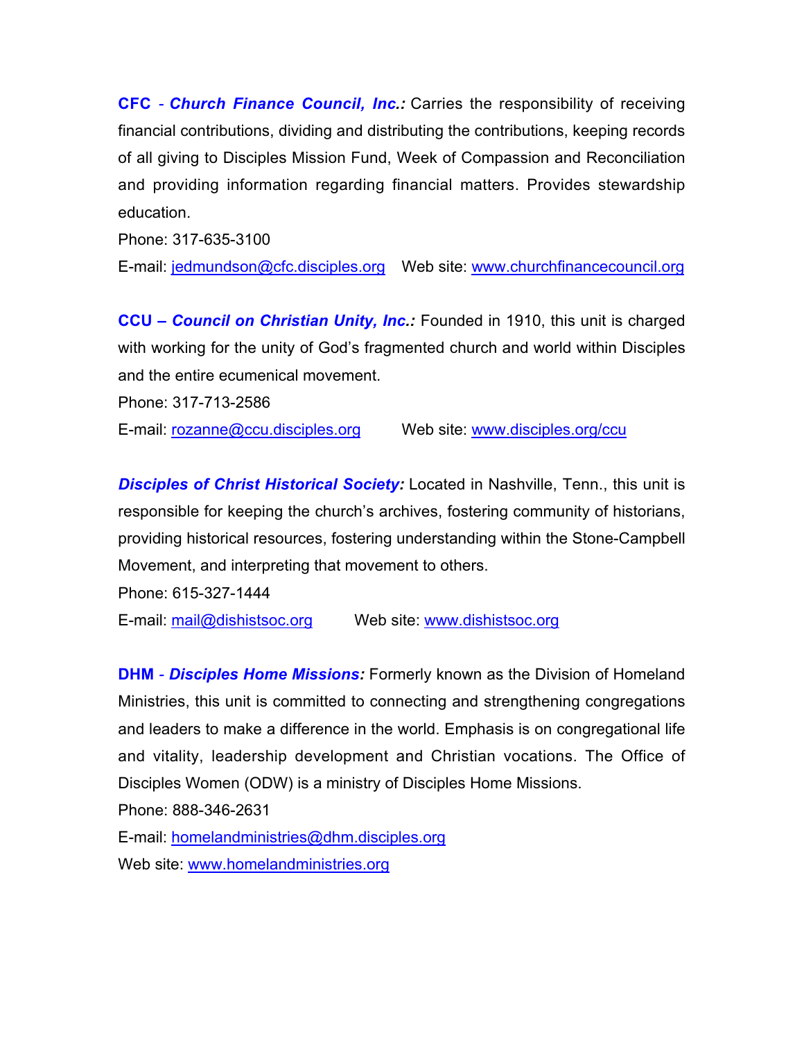**CFC** - ***Church Finance Council, Inc.:*** Carries the responsibility of receiving financial contributions, dividing and distributing the contributions, keeping records of all giving to Disciples Mission Fund, Week of Compassion and Reconciliation and providing information regarding financial matters. Provides stewardship education.

Phone: 317-635-3100

E-mail: jedmundson@cfc.disciples.org    Web site: www.churchfinancecouncil.org

**CCU –** ***Council on Christian Unity, Inc.:*** Founded in 1910, this unit is charged with working for the unity of God's fragmented church and world within Disciples and the entire ecumenical movement.

Phone: 317-713-2586

E-mail: rozanne@ccu.disciples.org    Web site: www.disciples.org/ccu

***Disciples of Christ Historical Society:*** Located in Nashville, Tenn., this unit is responsible for keeping the church's archives, fostering community of historians, providing historical resources, fostering understanding within the Stone-Campbell Movement, and interpreting that movement to others.

Phone: 615-327-1444

E-mail: mail@dishistsoc.org    Web site: www.dishistsoc.org

**DHM** - ***Disciples Home Missions:*** Formerly known as the Division of Homeland Ministries, this unit is committed to connecting and strengthening congregations and leaders to make a difference in the world. Emphasis is on congregational life and vitality, leadership development and Christian vocations. The Office of Disciples Women (ODW) is a ministry of Disciples Home Missions.

Phone: 888-346-2631

E-mail: homelandministries@dhm.disciples.org

Web site: www.homelandministries.org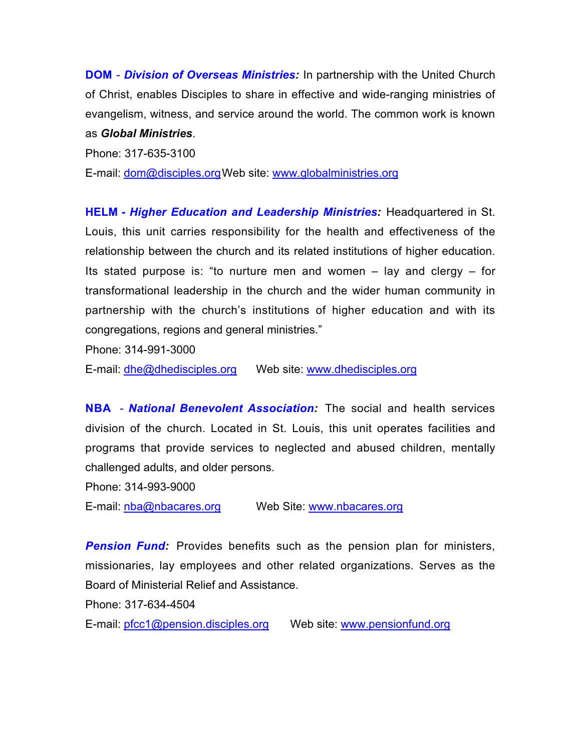**DOM** - ***Division of Overseas Ministries:*** In partnership with the United Church of Christ, enables Disciples to share in effective and wide-ranging ministries of evangelism, witness, and service around the world. The common work is known as ***Global Ministries***.

Phone: 317-635-3100

E-mail: dom@disciples.org Web site: www.globalministries.org

**HELM -** ***Higher Education and Leadership Ministries:*** Headquartered in St. Louis, this unit carries responsibility for the health and effectiveness of the relationship between the church and its related institutions of higher education. Its stated purpose is: "to nurture men and women – lay and clergy – for transformational leadership in the church and the wider human community in partnership with the church's institutions of higher education and with its congregations, regions and general ministries."

Phone: 314-991-3000

E-mail: dhe@dhedisciples.org Web site: www.dhedisciples.org

**NBA** - ***National Benevolent Association:*** The social and health services division of the church. Located in St. Louis, this unit operates facilities and programs that provide services to neglected and abused children, mentally challenged adults, and older persons.

Phone: 314-993-9000

E-mail: nba@nbacares.org Web Site: www.nbacares.org

***Pension Fund:*** Provides benefits such as the pension plan for ministers, missionaries, lay employees and other related organizations. Serves as the Board of Ministerial Relief and Assistance.

Phone: 317-634-4504

E-mail: pfcc1@pension.disciples.org Web site: www.pensionfund.org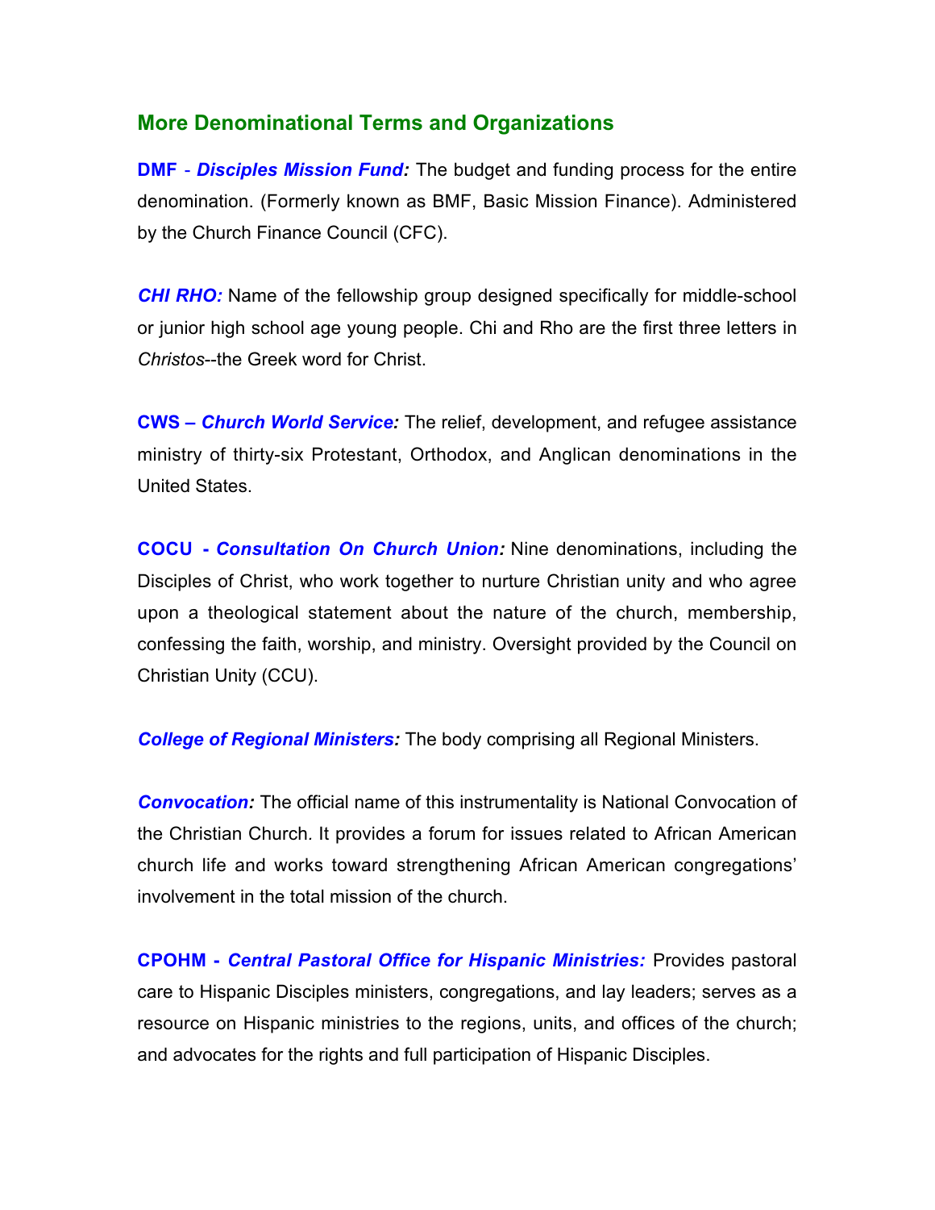## More Denominational Terms and Organizations

**DMF** - ***Disciples Mission Fund:*** The budget and funding process for the entire denomination. (Formerly known as BMF, Basic Mission Finance). Administered by the Church Finance Council (CFC).

***CHI RHO:*** Name of the fellowship group designed specifically for middle-school or junior high school age young people. Chi and Rho are the first three letters in *Christos*--the Greek word for Christ.

**CWS –** ***Church World Service:*** The relief, development, and refugee assistance ministry of thirty-six Protestant, Orthodox, and Anglican denominations in the United States.

**COCU -** ***Consultation On Church Union:*** Nine denominations, including the Disciples of Christ, who work together to nurture Christian unity and who agree upon a theological statement about the nature of the church, membership, confessing the faith, worship, and ministry. Oversight provided by the Council on Christian Unity (CCU).

***College of Regional Ministers:*** The body comprising all Regional Ministers.

***Convocation:*** The official name of this instrumentality is National Convocation of the Christian Church. It provides a forum for issues related to African American church life and works toward strengthening African American congregations' involvement in the total mission of the church.

**CPOHM -** ***Central Pastoral Office for Hispanic Ministries:*** Provides pastoral care to Hispanic Disciples ministers, congregations, and lay leaders; serves as a resource on Hispanic ministries to the regions, units, and offices of the church; and advocates for the rights and full participation of Hispanic Disciples.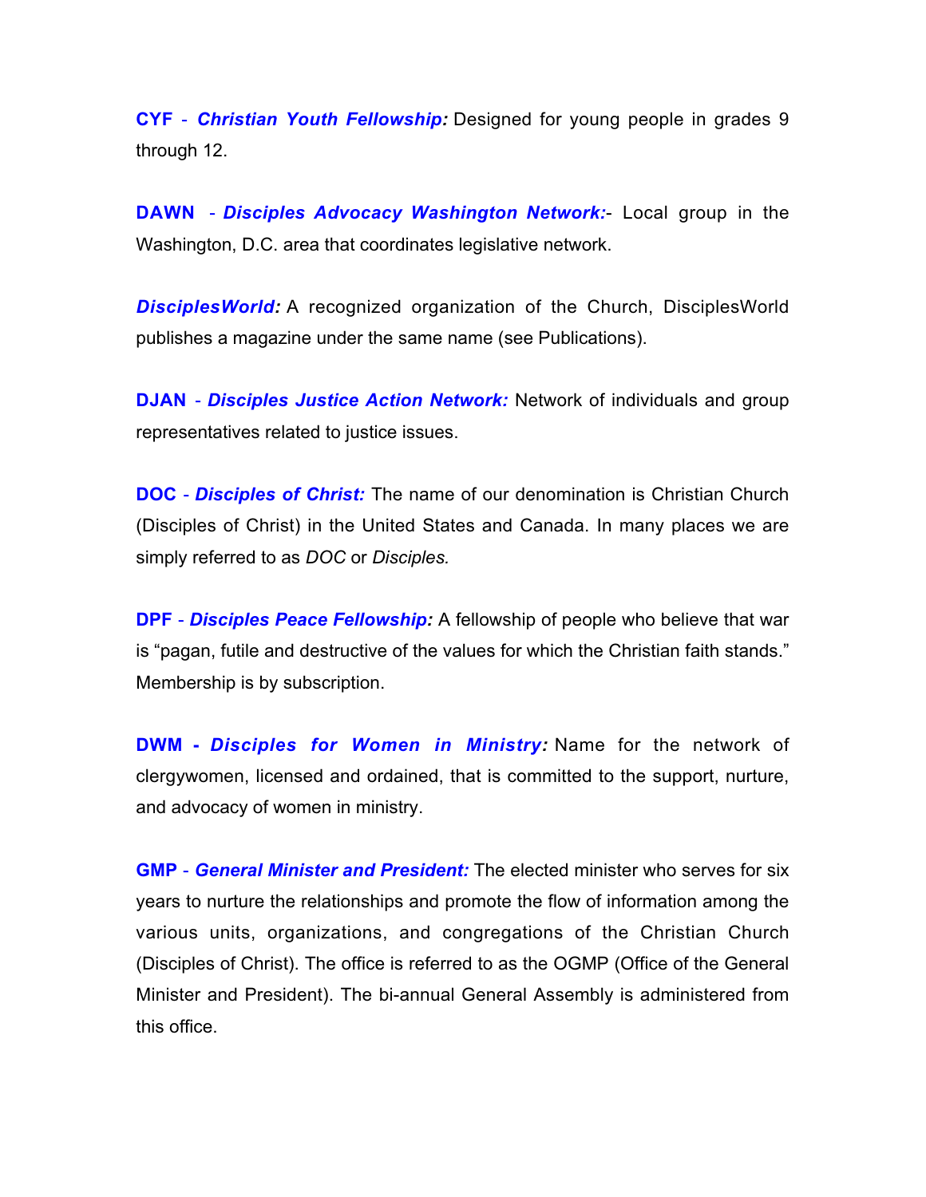**CYF** - ***Christian Youth Fellowship:*** Designed for young people in grades 9 through 12.

**DAWN** - ***Disciples Advocacy Washington Network:***- Local group in the Washington, D.C. area that coordinates legislative network.

***DisciplesWorld:*** A recognized organization of the Church, DisciplesWorld publishes a magazine under the same name (see Publications).

**DJAN** - ***Disciples Justice Action Network:*** Network of individuals and group representatives related to justice issues.

**DOC** - ***Disciples of Christ:*** The name of our denomination is Christian Church (Disciples of Christ) in the United States and Canada. In many places we are simply referred to as *DOC* or *Disciples.*

**DPF** - ***Disciples Peace Fellowship:*** A fellowship of people who believe that war is "pagan, futile and destructive of the values for which the Christian faith stands." Membership is by subscription.

**DWM - *Disciples for Women in Ministry:*** Name for the network of clergywomen, licensed and ordained, that is committed to the support, nurture, and advocacy of women in ministry.

**GMP** - ***General Minister and President:*** The elected minister who serves for six years to nurture the relationships and promote the flow of information among the various units, organizations, and congregations of the Christian Church (Disciples of Christ). The office is referred to as the OGMP (Office of the General Minister and President). The bi-annual General Assembly is administered from this office.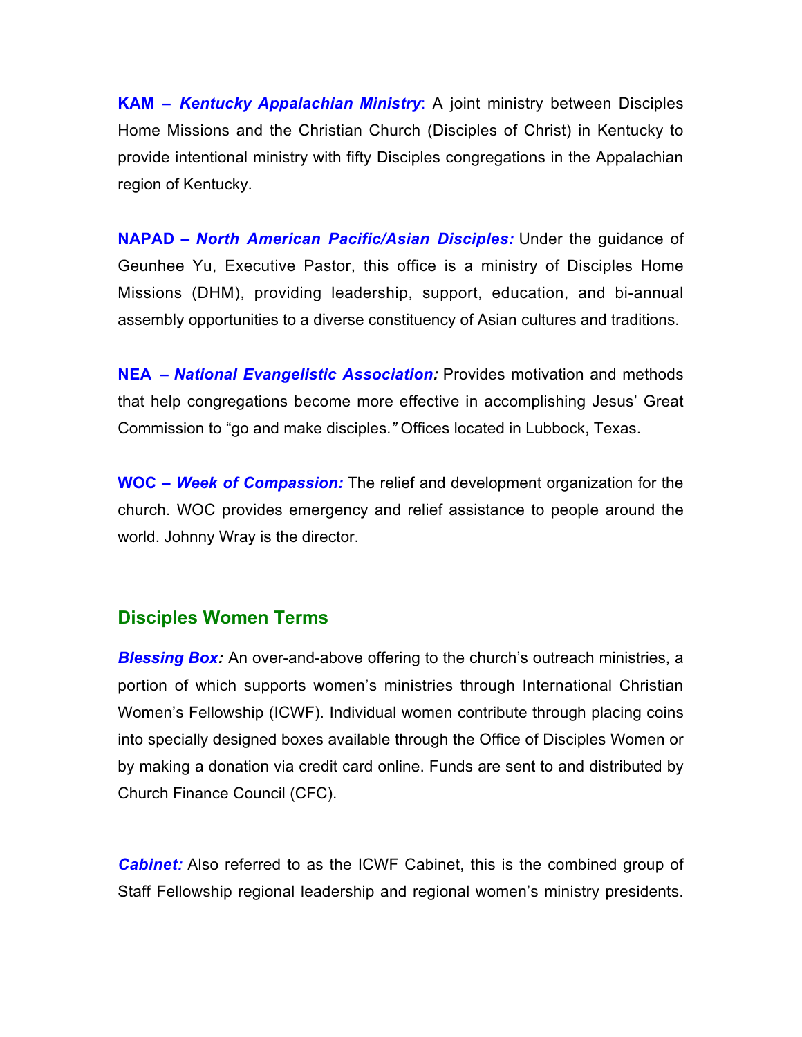**KAM – *Kentucky Appalachian Ministry***: A joint ministry between Disciples Home Missions and the Christian Church (Disciples of Christ) in Kentucky to provide intentional ministry with fifty Disciples congregations in the Appalachian region of Kentucky.

**NAPAD – *North American Pacific/Asian Disciples:*** Under the guidance of Geunhee Yu, Executive Pastor, this office is a ministry of Disciples Home Missions (DHM), providing leadership, support, education, and bi-annual assembly opportunities to a diverse constituency of Asian cultures and traditions.

**NEA – *National Evangelistic Association:*** Provides motivation and methods that help congregations become more effective in accomplishing Jesus' Great Commission to "go and make disciples*."* Offices located in Lubbock, Texas.

**WOC – *Week of Compassion:*** The relief and development organization for the church. WOC provides emergency and relief assistance to people around the world. Johnny Wray is the director.

## Disciples Women Terms

***Blessing Box:*** An over-and-above offering to the church's outreach ministries, a portion of which supports women's ministries through International Christian Women's Fellowship (ICWF). Individual women contribute through placing coins into specially designed boxes available through the Office of Disciples Women or by making a donation via credit card online. Funds are sent to and distributed by Church Finance Council (CFC).

***Cabinet:*** Also referred to as the ICWF Cabinet, this is the combined group of Staff Fellowship regional leadership and regional women's ministry presidents.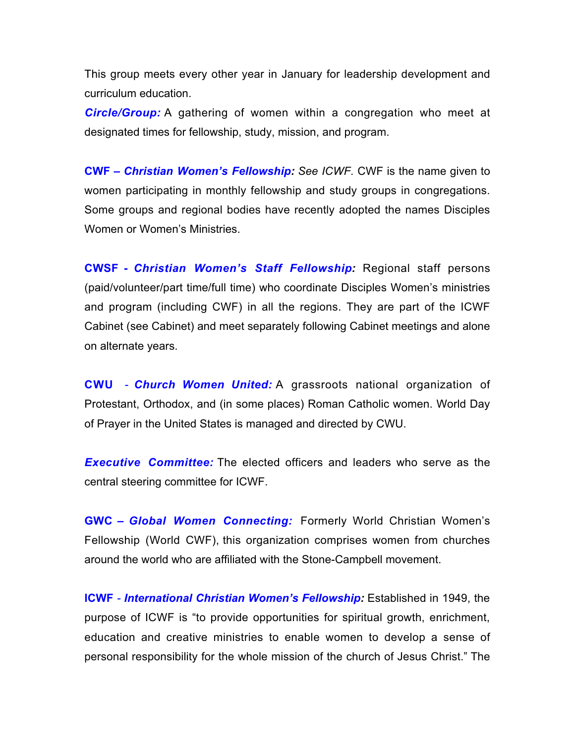This group meets every other year in January for leadership development and curriculum education.

***Circle/Group:*** A gathering of women within a congregation who meet at designated times for fellowship, study, mission, and program.

**CWF – *Christian Women's Fellowship:*** *See ICWF.* CWF is the name given to women participating in monthly fellowship and study groups in congregations. Some groups and regional bodies have recently adopted the names Disciples Women or Women's Ministries.

**CWSF - *Christian Women's Staff Fellowship:*** Regional staff persons (paid/volunteer/part time/full time) who coordinate Disciples Women's ministries and program (including CWF) in all the regions. They are part of the ICWF Cabinet (see Cabinet) and meet separately following Cabinet meetings and alone on alternate years.

**CWU - *Church Women United:*** A grassroots national organization of Protestant, Orthodox, and (in some places) Roman Catholic women. World Day of Prayer in the United States is managed and directed by CWU.

***Executive Committee:*** The elected officers and leaders who serve as the central steering committee for ICWF.

**GWC – *Global Women Connecting:*** Formerly World Christian Women's Fellowship (World CWF), this organization comprises women from churches around the world who are affiliated with the Stone-Campbell movement.

**ICWF - *International Christian Women's Fellowship:*** Established in 1949, the purpose of ICWF is "to provide opportunities for spiritual growth, enrichment, education and creative ministries to enable women to develop a sense of personal responsibility for the whole mission of the church of Jesus Christ." The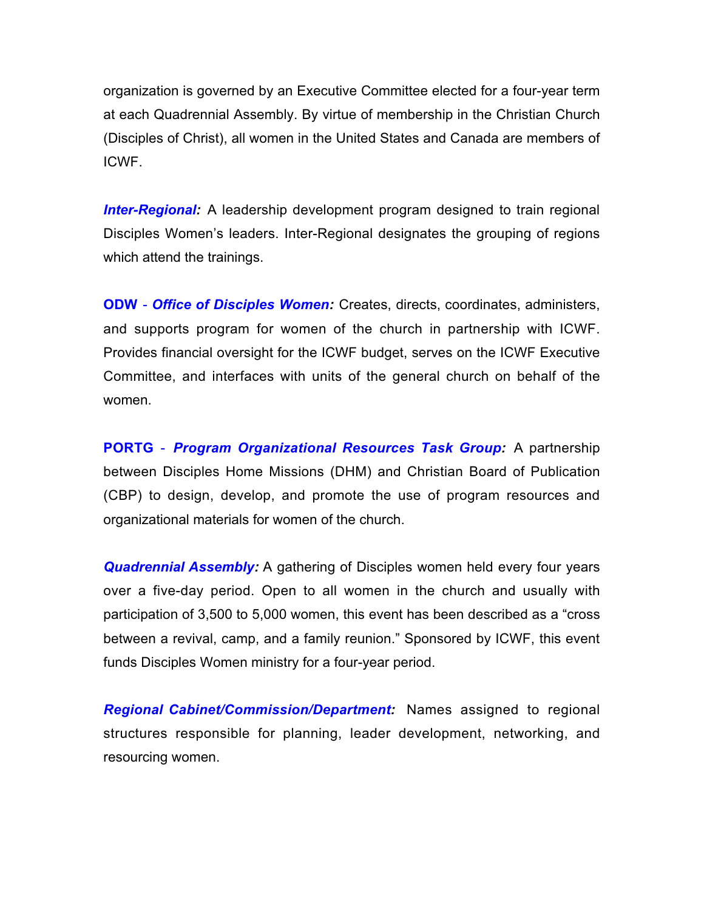organization is governed by an Executive Committee elected for a four-year term at each Quadrennial Assembly. By virtue of membership in the Christian Church (Disciples of Christ), all women in the United States and Canada are members of ICWF.

***Inter-Regional:*** A leadership development program designed to train regional Disciples Women's leaders. Inter-Regional designates the grouping of regions which attend the trainings.

**ODW** - ***Office of Disciples Women:*** Creates, directs, coordinates, administers, and supports program for women of the church in partnership with ICWF. Provides financial oversight for the ICWF budget, serves on the ICWF Executive Committee, and interfaces with units of the general church on behalf of the women.

**PORTG** - ***Program Organizational Resources Task Group:*** A partnership between Disciples Home Missions (DHM) and Christian Board of Publication (CBP) to design, develop, and promote the use of program resources and organizational materials for women of the church.

***Quadrennial Assembly:*** A gathering of Disciples women held every four years over a five-day period. Open to all women in the church and usually with participation of 3,500 to 5,000 women, this event has been described as a "cross between a revival, camp, and a family reunion." Sponsored by ICWF, this event funds Disciples Women ministry for a four-year period.

***Regional Cabinet/Commission/Department:*** Names assigned to regional structures responsible for planning, leader development, networking, and resourcing women.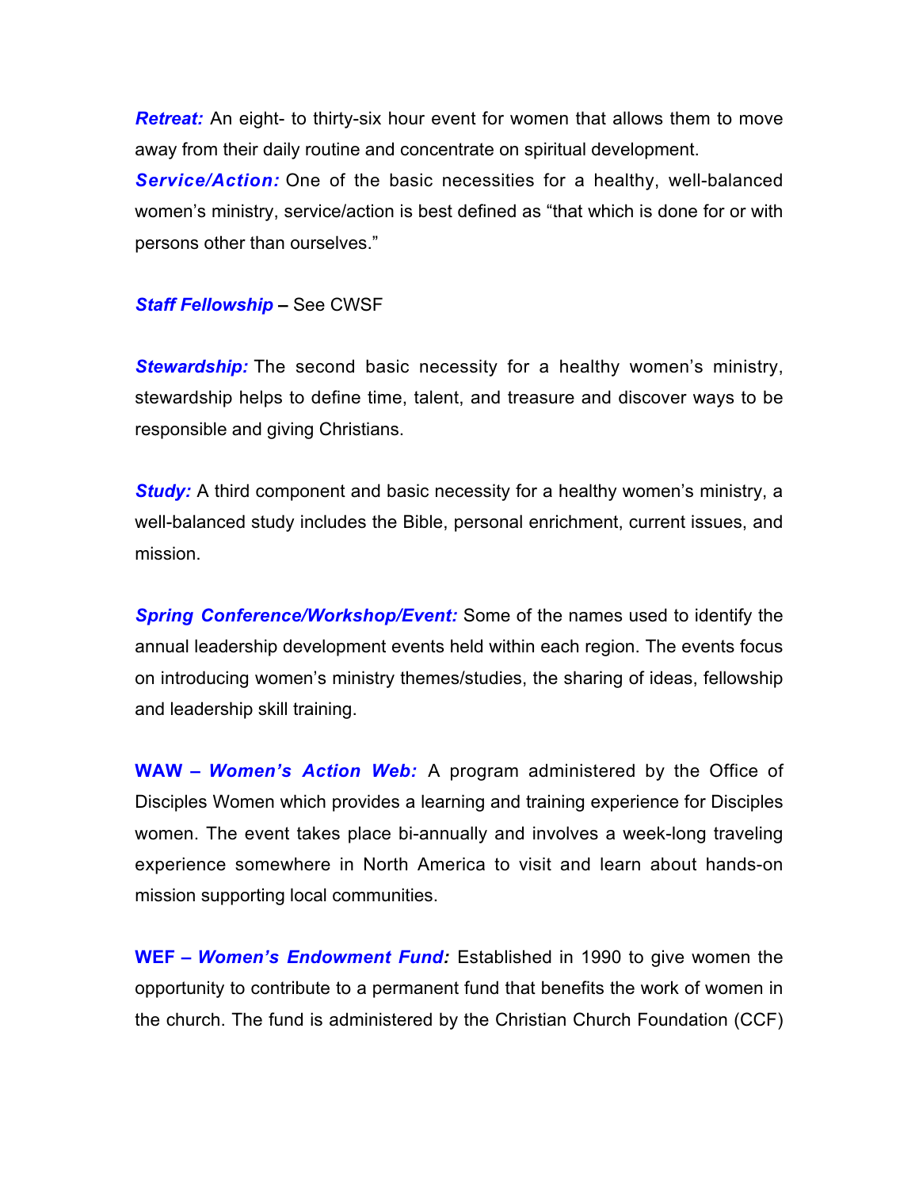***Retreat:*** An eight- to thirty-six hour event for women that allows them to move away from their daily routine and concentrate on spiritual development.

***Service/Action:*** One of the basic necessities for a healthy, well-balanced women's ministry, service/action is best defined as "that which is done for or with persons other than ourselves."

***Staff Fellowship*** **–** See CWSF

***Stewardship:*** The second basic necessity for a healthy women's ministry, stewardship helps to define time, talent, and treasure and discover ways to be responsible and giving Christians.

***Study:*** A third component and basic necessity for a healthy women's ministry, a well-balanced study includes the Bible, personal enrichment, current issues, and mission.

***Spring Conference/Workshop/Event:*** Some of the names used to identify the annual leadership development events held within each region. The events focus on introducing women's ministry themes/studies, the sharing of ideas, fellowship and leadership skill training.

**WAW –** ***Women's Action Web:*** A program administered by the Office of Disciples Women which provides a learning and training experience for Disciples women. The event takes place bi-annually and involves a week-long traveling experience somewhere in North America to visit and learn about hands-on mission supporting local communities.

**WEF –** ***Women's Endowment Fund:*** Established in 1990 to give women the opportunity to contribute to a permanent fund that benefits the work of women in the church. The fund is administered by the Christian Church Foundation (CCF)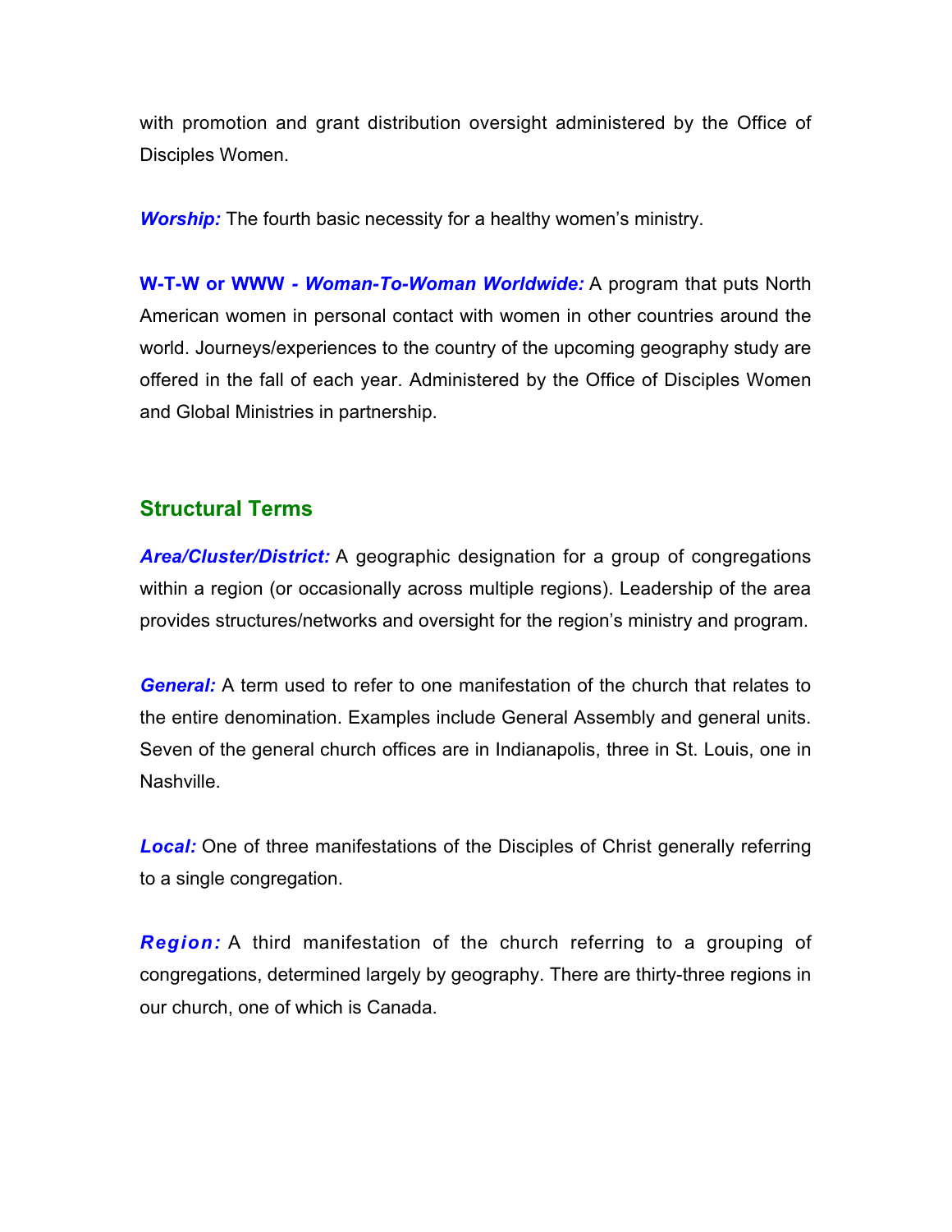with promotion and grant distribution oversight administered by the Office of Disciples Women.

***Worship:*** The fourth basic necessity for a healthy women's ministry.

**W-T-W or WWW - *Woman-To-Woman Worldwide:*** A program that puts North American women in personal contact with women in other countries around the world. Journeys/experiences to the country of the upcoming geography study are offered in the fall of each year. Administered by the Office of Disciples Women and Global Ministries in partnership.

## Structural Terms

***Area/Cluster/District:*** A geographic designation for a group of congregations within a region (or occasionally across multiple regions). Leadership of the area provides structures/networks and oversight for the region's ministry and program.

***General:*** A term used to refer to one manifestation of the church that relates to the entire denomination. Examples include General Assembly and general units. Seven of the general church offices are in Indianapolis, three in St. Louis, one in Nashville.

***Local:*** One of three manifestations of the Disciples of Christ generally referring to a single congregation.

***Region:*** A third manifestation of the church referring to a grouping of congregations, determined largely by geography. There are thirty-three regions in our church, one of which is Canada.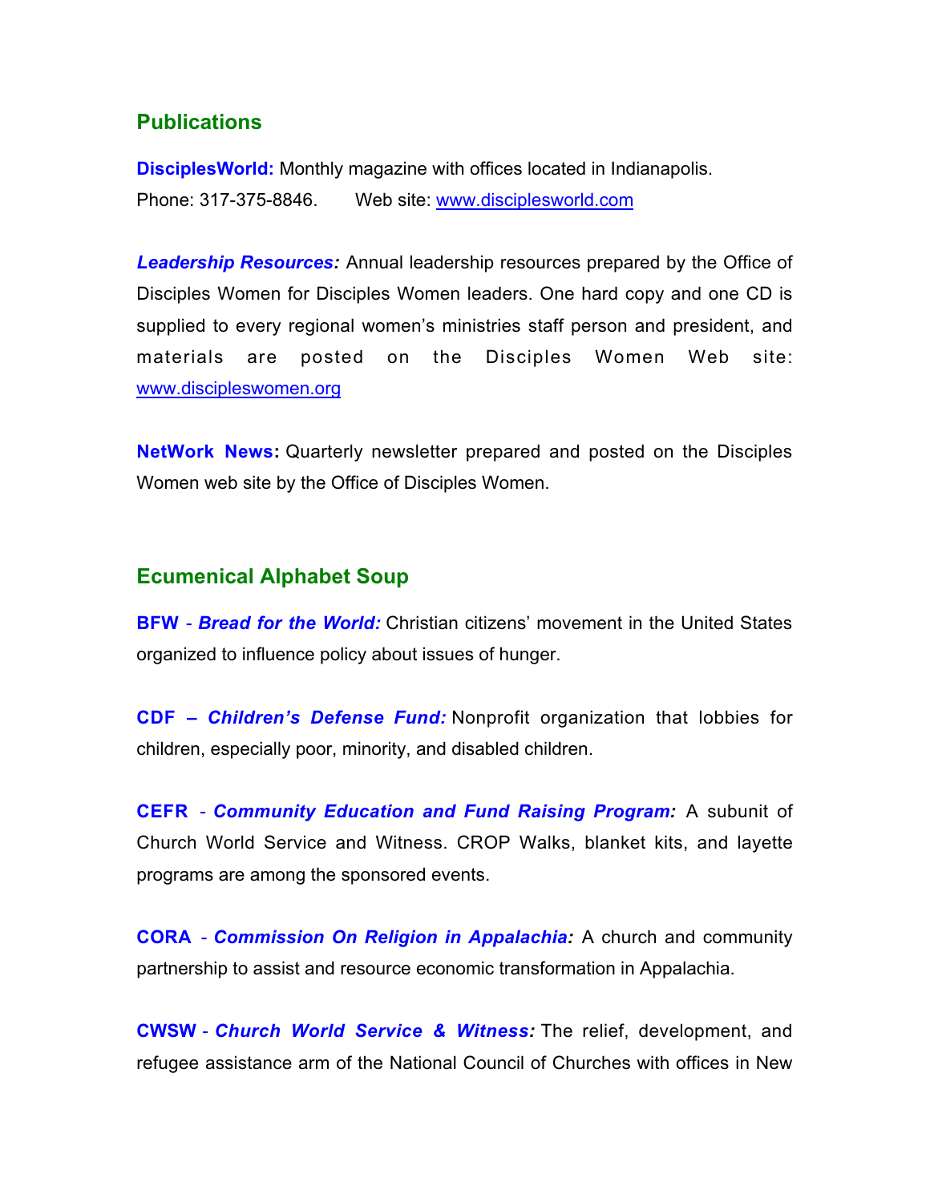## Publications

**DisciplesWorld:** Monthly magazine with offices located in Indianapolis.
Phone: 317-375-8846. Web site: www.disciplesworld.com

***Leadership Resources:*** Annual leadership resources prepared by the Office of Disciples Women for Disciples Women leaders. One hard copy and one CD is supplied to every regional women's ministries staff person and president, and materials are posted on the Disciples Women Web site: www.discipleswomen.org

**NetWork News:** Quarterly newsletter prepared and posted on the Disciples Women web site by the Office of Disciples Women.

## Ecumenical Alphabet Soup

**BFW** - ***Bread for the World:*** Christian citizens' movement in the United States organized to influence policy about issues of hunger.

**CDF** – ***Children's Defense Fund:*** Nonprofit organization that lobbies for children, especially poor, minority, and disabled children.

**CEFR** - ***Community Education and Fund Raising Program:*** A subunit of Church World Service and Witness. CROP Walks, blanket kits, and layette programs are among the sponsored events.

**CORA** - ***Commission On Religion in Appalachia:*** A church and community partnership to assist and resource economic transformation in Appalachia.

**CWSW** - ***Church World Service & Witness:*** The relief, development, and refugee assistance arm of the National Council of Churches with offices in New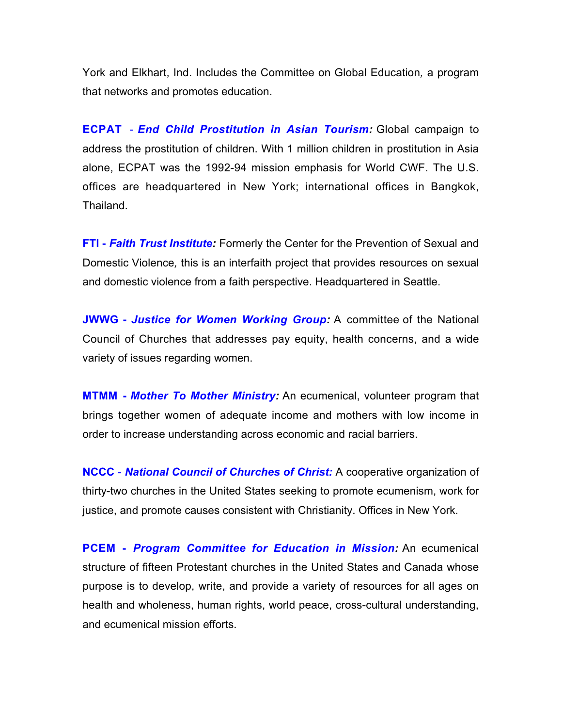York and Elkhart, Ind. Includes the Committee on Global Education, a program that networks and promotes education.

**ECPAT** - ***End Child Prostitution in Asian Tourism:*** Global campaign to address the prostitution of children. With 1 million children in prostitution in Asia alone, ECPAT was the 1992-94 mission emphasis for World CWF. The U.S. offices are headquartered in New York; international offices in Bangkok, Thailand.

**FTI - *Faith Trust Institute:*** Formerly the Center for the Prevention of Sexual and Domestic Violence, this is an interfaith project that provides resources on sexual and domestic violence from a faith perspective. Headquartered in Seattle.

**JWWG - *Justice for Women Working Group:*** A committee of the National Council of Churches that addresses pay equity, health concerns, and a wide variety of issues regarding women.

**MTMM - *Mother To Mother Ministry:*** An ecumenical, volunteer program that brings together women of adequate income and mothers with low income in order to increase understanding across economic and racial barriers.

**NCCC** - ***National Council of Churches of Christ:*** A cooperative organization of thirty-two churches in the United States seeking to promote ecumenism, work for justice, and promote causes consistent with Christianity. Offices in New York.

**PCEM - *Program Committee for Education in Mission:*** An ecumenical structure of fifteen Protestant churches in the United States and Canada whose purpose is to develop, write, and provide a variety of resources for all ages on health and wholeness, human rights, world peace, cross-cultural understanding, and ecumenical mission efforts.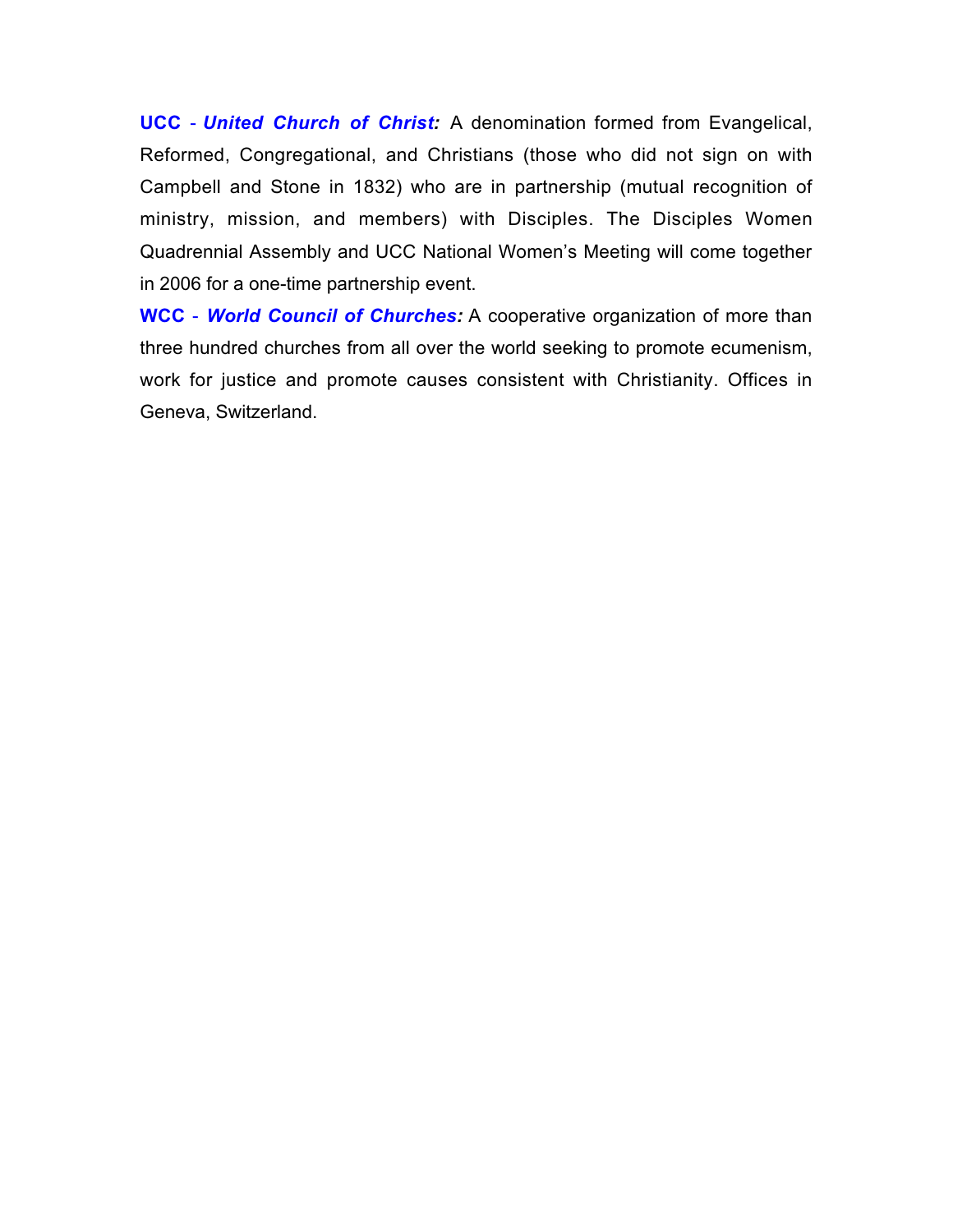**UCC** - ***United Church of Christ:*** A denomination formed from Evangelical, Reformed, Congregational, and Christians (those who did not sign on with Campbell and Stone in 1832) who are in partnership (mutual recognition of ministry, mission, and members) with Disciples. The Disciples Women Quadrennial Assembly and UCC National Women's Meeting will come together in 2006 for a one-time partnership event.

**WCC** - ***World Council of Churches:*** A cooperative organization of more than three hundred churches from all over the world seeking to promote ecumenism, work for justice and promote causes consistent with Christianity. Offices in Geneva, Switzerland.